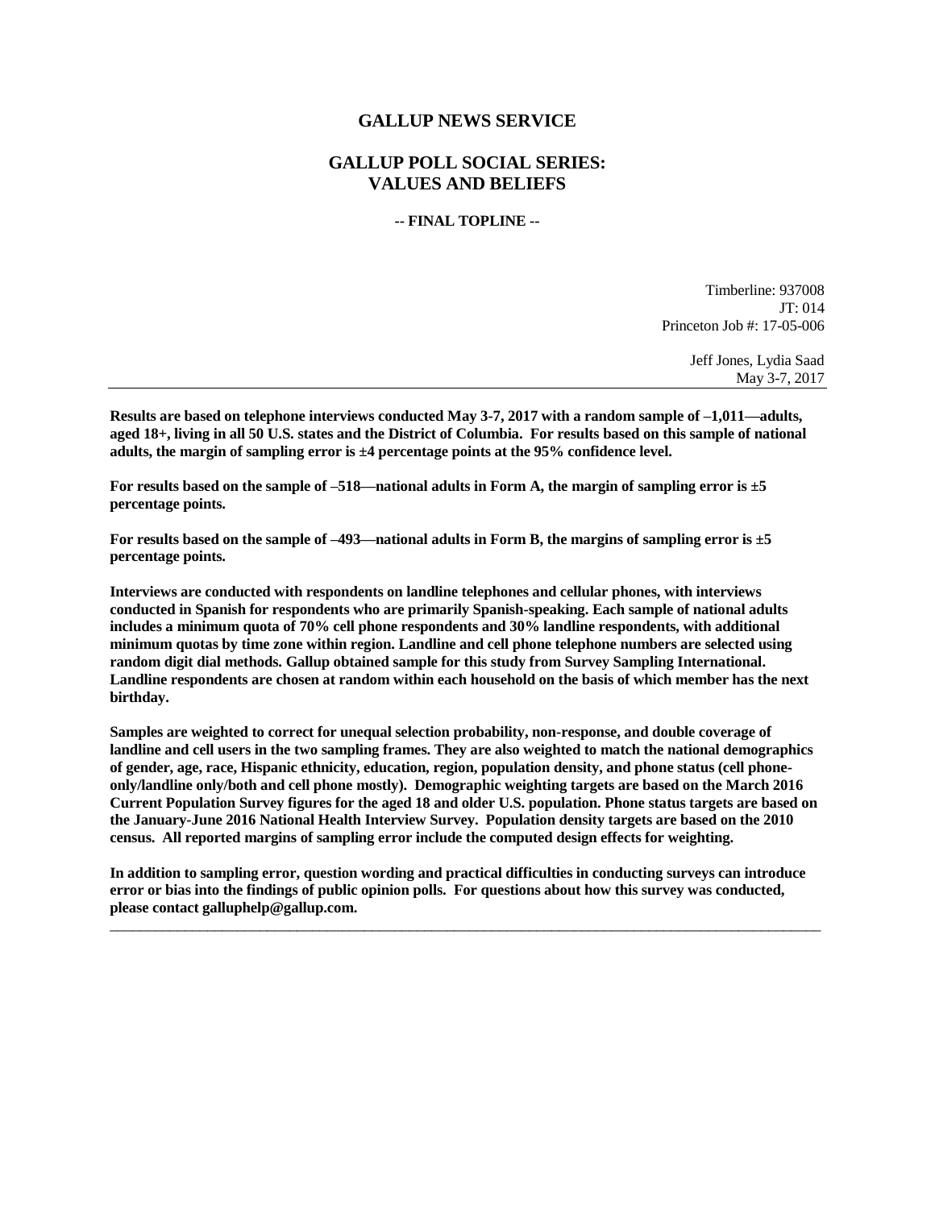# GALLUP NEWS SERVICE

## GALLUP POLL SOCIAL SERIES: VALUES AND BELIEFS

**-- FINAL TOPLINE --**

Timberline: 937008
JT: 014
Princeton Job #: 17-05-006

Jeff Jones, Lydia Saad
May 3-7, 2017

---

**Results are based on telephone interviews conducted May 3-7, 2017 with a random sample of –1,011—adults, aged 18+, living in all 50 U.S. states and the District of Columbia. For results based on this sample of national adults, the margin of sampling error is ±4 percentage points at the 95% confidence level.**

**For results based on the sample of –518—national adults in Form A, the margin of sampling error is ±5 percentage points.**

**For results based on the sample of –493—national adults in Form B, the margins of sampling error is ±5 percentage points.**

**Interviews are conducted with respondents on landline telephones and cellular phones, with interviews conducted in Spanish for respondents who are primarily Spanish-speaking. Each sample of national adults includes a minimum quota of 70% cell phone respondents and 30% landline respondents, with additional minimum quotas by time zone within region. Landline and cell phone telephone numbers are selected using random digit dial methods. Gallup obtained sample for this study from Survey Sampling International. Landline respondents are chosen at random within each household on the basis of which member has the next birthday.**

**Samples are weighted to correct for unequal selection probability, non-response, and double coverage of landline and cell users in the two sampling frames. They are also weighted to match the national demographics of gender, age, race, Hispanic ethnicity, education, region, population density, and phone status (cell phone-only/landline only/both and cell phone mostly). Demographic weighting targets are based on the March 2016 Current Population Survey figures for the aged 18 and older U.S. population. Phone status targets are based on the January-June 2016 National Health Interview Survey. Population density targets are based on the 2010 census. All reported margins of sampling error include the computed design effects for weighting.**

**In addition to sampling error, question wording and practical difficulties in conducting surveys can introduce error or bias into the findings of public opinion polls. For questions about how this survey was conducted, please contact galluphelp@gallup.com.**

---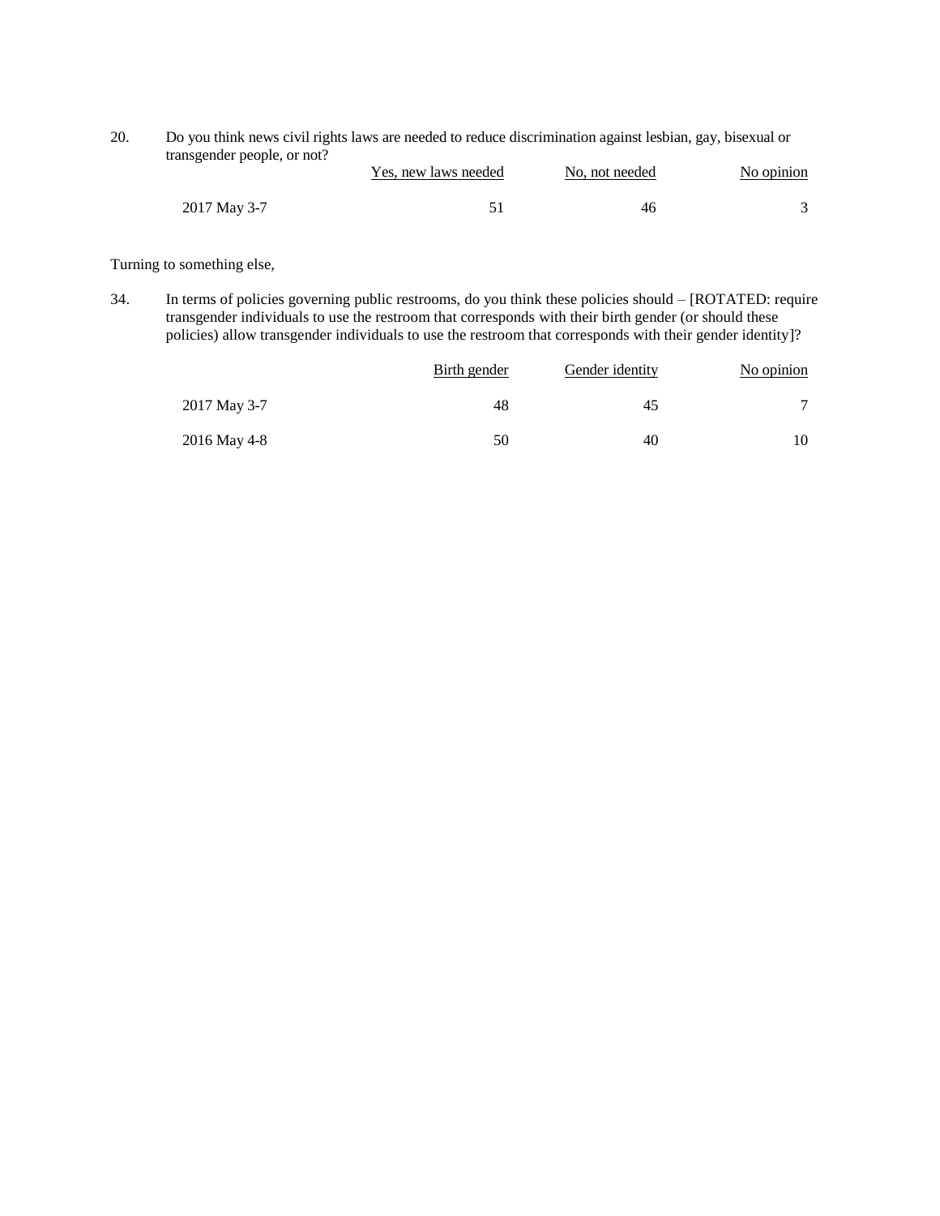20. Do you think news civil rights laws are needed to reduce discrimination against lesbian, gay, bisexual or transgender people, or not?

| | Yes, new laws needed | No, not needed | No opinion |
|---|---|---|---|
| 2017 May 3-7 | 51 | 46 | 3 |

Turning to something else,

34. In terms of policies governing public restrooms, do you think these policies should – [ROTATED: require transgender individuals to use the restroom that corresponds with their birth gender (or should these policies) allow transgender individuals to use the restroom that corresponds with their gender identity]?

| | Birth gender | Gender identity | No opinion |
|---|---|---|---|
| 2017 May 3-7 | 48 | 45 | 7 |
| 2016 May 4-8 | 50 | 40 | 10 |